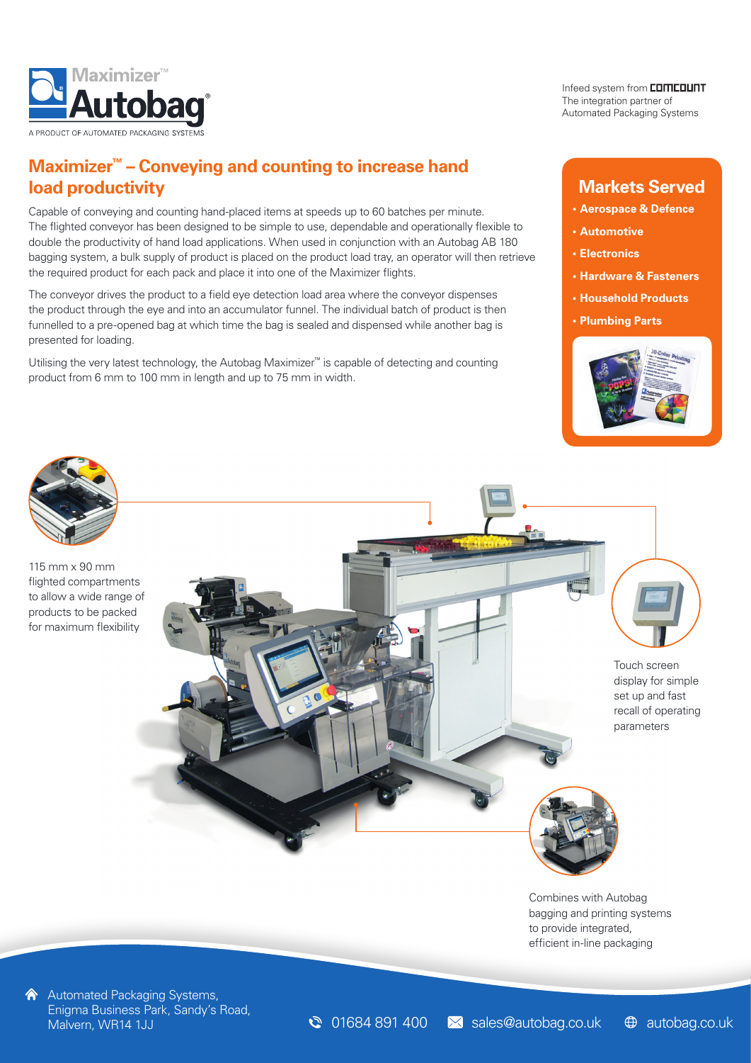Maximizer™ Autobag®

A PRODUCT OF AUTOMATED PACKAGING SYSTEMS

Infeed system from COMCOUNT
The integration partner of Automated Packaging Systems

# Maximizer™ – Conveying and counting to increase hand load productivity

Capable of conveying and counting hand-placed items at speeds up to 60 batches per minute. The flighted conveyor has been designed to be simple to use, dependable and operationally flexible to double the productivity of hand load applications. When used in conjunction with an Autobag AB 180 bagging system, a bulk supply of product is placed on the product load tray, an operator will then retrieve the required product for each pack and place it into one of the Maximizer flights.

The conveyor drives the product to a field eye detection load area where the conveyor dispenses the product through the eye and into an accumulator funnel. The individual batch of product is then funnelled to a pre-opened bag at which time the bag is sealed and dispensed while another bag is presented for loading.

Utilising the very latest technology, the Autobag Maximizer™ is capable of detecting and counting product from 6 mm to 100 mm in length and up to 75 mm in width.

## Markets Served

- **Aerospace & Defence**
- **Automotive**
- **Electronics**
- **Hardware & Fasteners**
- **Household Products**
- **Plumbing Parts**

115 mm x 90 mm flighted compartments to allow a wide range of products to be packed for maximum flexibility

Touch screen display for simple set up and fast recall of operating parameters

Combines with Autobag bagging and printing systems to provide integrated, efficient in-line packaging

Automated Packaging Systems, Enigma Business Park, Sandy's Road, Malvern, WR14 1JJ

01684 891 400 | sales@autobag.co.uk | autobag.co.uk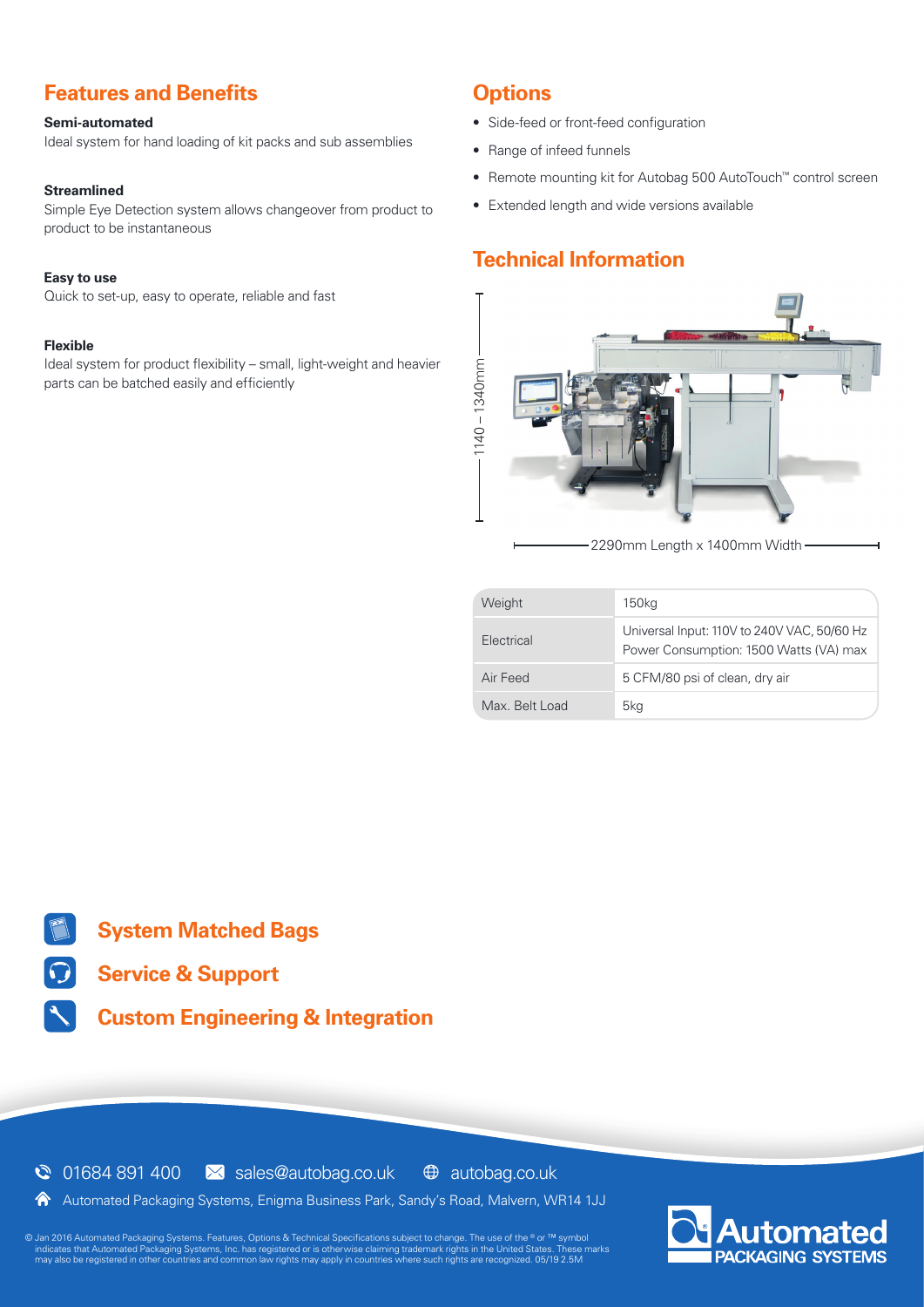## Features and Benefits

**Semi-automated**
Ideal system for hand loading of kit packs and sub assemblies

**Streamlined**
Simple Eye Detection system allows changeover from product to product to be instantaneous

**Easy to use**
Quick to set-up, easy to operate, reliable and fast

**Flexible**
Ideal system for product flexibility – small, light-weight and heavier parts can be batched easily and efficiently

## Options

- Side-feed or front-feed configuration
- Range of infeed funnels
- Remote mounting kit for Autobag 500 AutoTouch™ control screen
- Extended length and wide versions available

## Technical Information

1140 – 1340mm

2290mm Length x 1400mm Width

| | |
|---|---|
| Weight | 150kg |
| Electrical | Universal Input: 110V to 240V VAC, 50/60 Hz<br>Power Consumption: 1500 Watts (VA) max |
| Air Feed | 5 CFM/80 psi of clean, dry air |
| Max. Belt Load | 5kg |

## System Matched Bags

## Service & Support

## Custom Engineering & Integration

01684 891 400 sales@autobag.co.uk autobag.co.uk

Automated Packaging Systems, Enigma Business Park, Sandy's Road, Malvern, WR14 1JJ

© Jan 2016 Automated Packaging Systems. Features, Options & Technical Specifications subject to change. The use of the ® or ™ symbol indicates that Automated Packaging Systems, Inc. has registered or is otherwise claiming trademark rights in the United States. These marks may also be registered in other countries and common law rights may apply in countries where such rights are recognized. 05/19 2.5M

Automated PACKAGING SYSTEMS